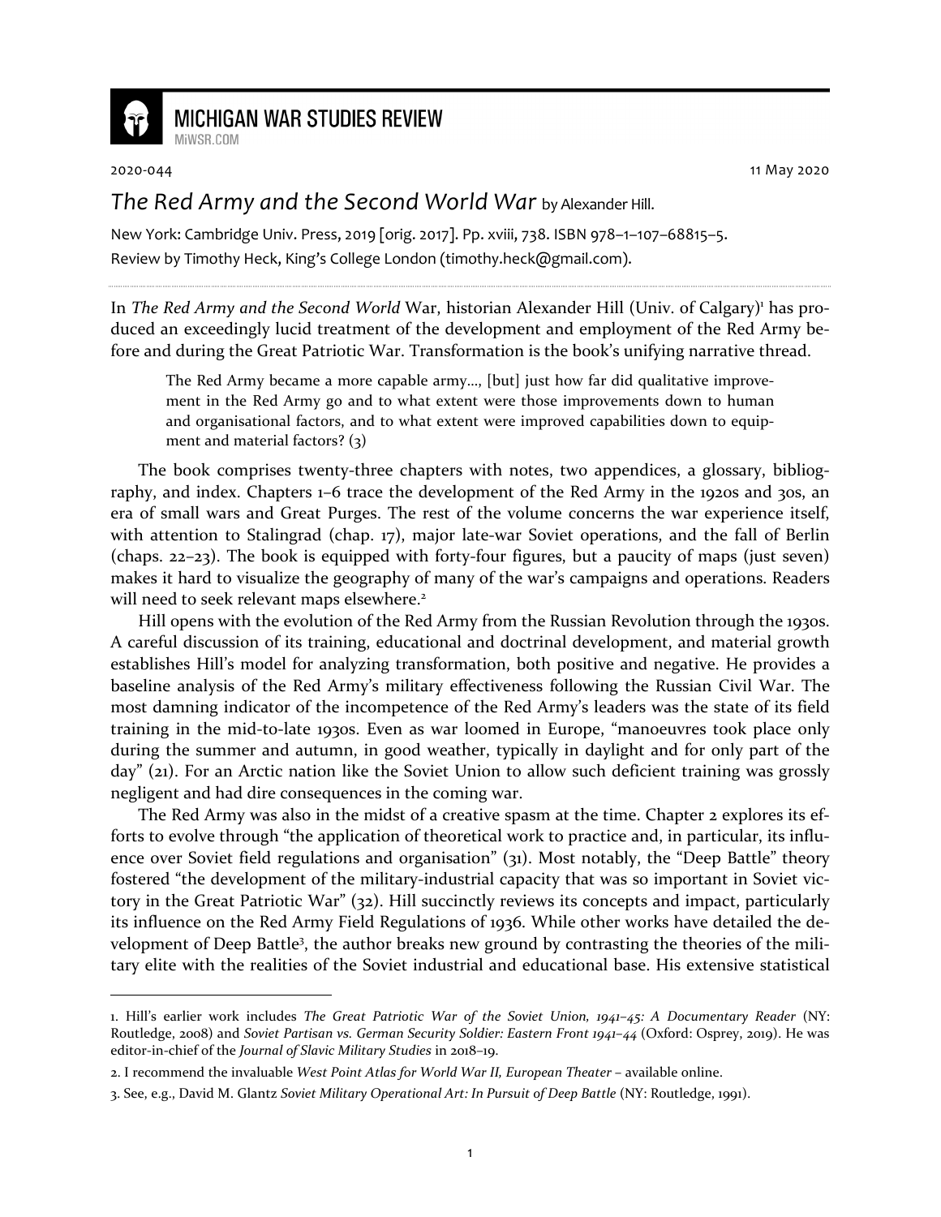# MICHIGAN WAR STUDIES REVIEW

MiWSR.COM

2020-044 11 May 2020

## *The Red Army and the Second World War* by Alexander Hill.

New York: Cambridge Univ. Press, 2019 [orig. 2017]. Pp. xviii, 738. ISBN 978–1–107–68815–5.
Review by Timothy Heck, King's College London (timothy.heck@gmail.com).

In *The Red Army and the Second World* War, historian Alexander Hill (Univ. of Calgary)[1] has produced an exceedingly lucid treatment of the development and employment of the Red Army before and during the Great Patriotic War. Transformation is the book's unifying narrative thread.

> The Red Army became a more capable army..., [but] just how far did qualitative improvement in the Red Army go and to what extent were those improvements down to human and organisational factors, and to what extent were improved capabilities down to equipment and material factors? (3)

The book comprises twenty-three chapters with notes, two appendices, a glossary, bibliography, and index. Chapters 1–6 trace the development of the Red Army in the 1920s and 30s, an era of small wars and Great Purges. The rest of the volume concerns the war experience itself, with attention to Stalingrad (chap. 17), major late-war Soviet operations, and the fall of Berlin (chaps. 22–23). The book is equipped with forty-four figures, but a paucity of maps (just seven) makes it hard to visualize the geography of many of the war's campaigns and operations. Readers will need to seek relevant maps elsewhere.[2]

Hill opens with the evolution of the Red Army from the Russian Revolution through the 1930s. A careful discussion of its training, educational and doctrinal development, and material growth establishes Hill's model for analyzing transformation, both positive and negative. He provides a baseline analysis of the Red Army's military effectiveness following the Russian Civil War. The most damning indicator of the incompetence of the Red Army's leaders was the state of its field training in the mid-to-late 1930s. Even as war loomed in Europe, "manoeuvres took place only during the summer and autumn, in good weather, typically in daylight and for only part of the day" (21). For an Arctic nation like the Soviet Union to allow such deficient training was grossly negligent and had dire consequences in the coming war.

The Red Army was also in the midst of a creative spasm at the time. Chapter 2 explores its efforts to evolve through "the application of theoretical work to practice and, in particular, its influence over Soviet field regulations and organisation" (31). Most notably, the "Deep Battle" theory fostered "the development of the military-industrial capacity that was so important in Soviet victory in the Great Patriotic War" (32). Hill succinctly reviews its concepts and impact, particularly its influence on the Red Army Field Regulations of 1936. While other works have detailed the development of Deep Battle[3], the author breaks new ground by contrasting the theories of the military elite with the realities of the Soviet industrial and educational base. His extensive statistical

---

1. Hill's earlier work includes *The Great Patriotic War of the Soviet Union, 1941–45: A Documentary Reader* (NY: Routledge, 2008) and *Soviet Partisan vs. German Security Soldier: Eastern Front 1941–44* (Oxford: Osprey, 2019). He was editor-in-chief of the *Journal of Slavic Military Studies* in 2018–19.

2. I recommend the invaluable *West Point Atlas for World War II, European Theater* – available online.

3. See, e.g., David M. Glantz *Soviet Military Operational Art: In Pursuit of Deep Battle* (NY: Routledge, 1991).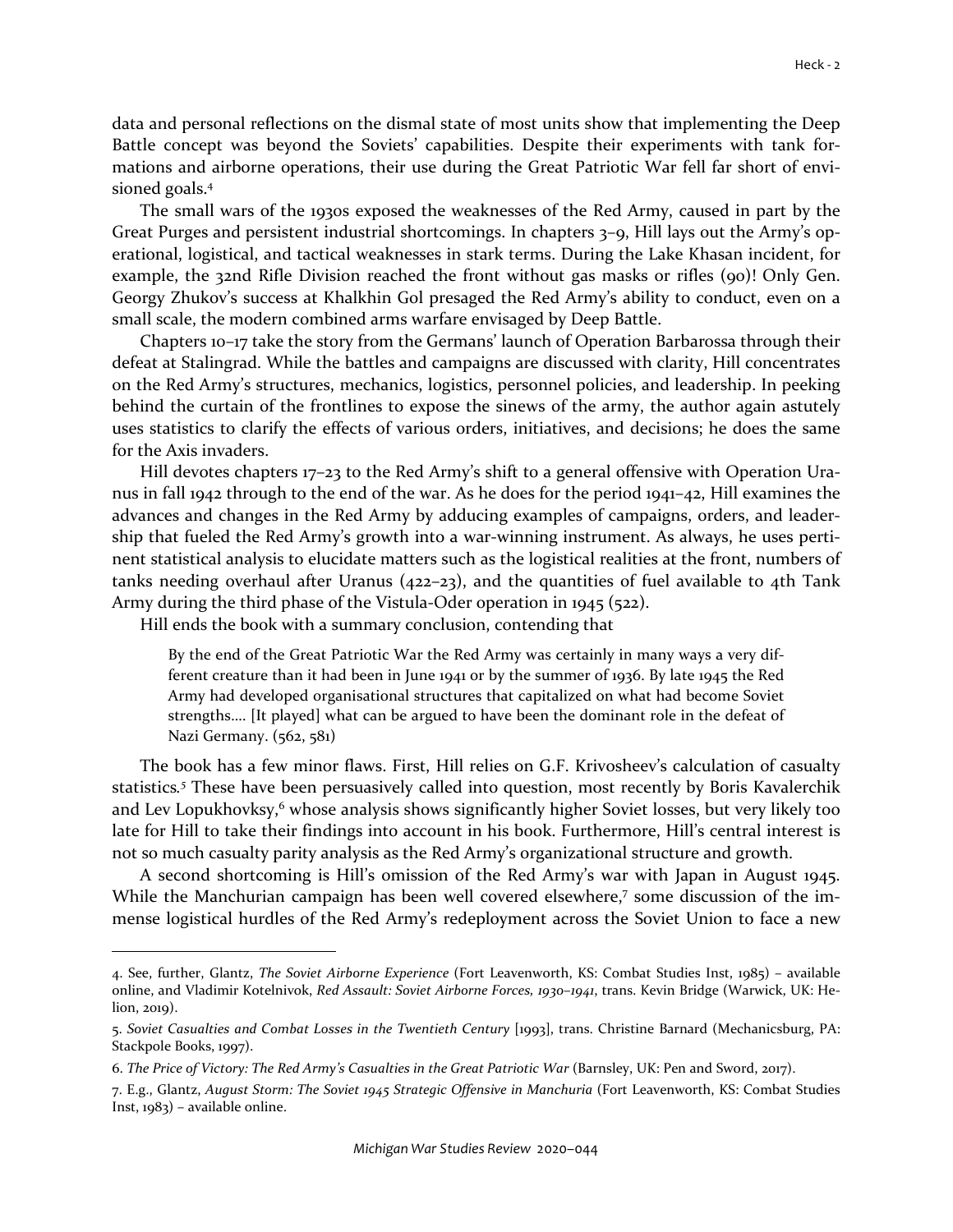data and personal reflections on the dismal state of most units show that implementing the Deep Battle concept was beyond the Soviets' capabilities. Despite their experiments with tank formations and airborne operations, their use during the Great Patriotic War fell far short of envisioned goals.[4]

The small wars of the 1930s exposed the weaknesses of the Red Army, caused in part by the Great Purges and persistent industrial shortcomings. In chapters 3–9, Hill lays out the Army's operational, logistical, and tactical weaknesses in stark terms. During the Lake Khasan incident, for example, the 32nd Rifle Division reached the front without gas masks or rifles (90)! Only Gen. Georgy Zhukov's success at Khalkhin Gol presaged the Red Army's ability to conduct, even on a small scale, the modern combined arms warfare envisaged by Deep Battle.

Chapters 10–17 take the story from the Germans' launch of Operation Barbarossa through their defeat at Stalingrad. While the battles and campaigns are discussed with clarity, Hill concentrates on the Red Army's structures, mechanics, logistics, personnel policies, and leadership. In peeking behind the curtain of the frontlines to expose the sinews of the army, the author again astutely uses statistics to clarify the effects of various orders, initiatives, and decisions; he does the same for the Axis invaders.

Hill devotes chapters 17–23 to the Red Army's shift to a general offensive with Operation Uranus in fall 1942 through to the end of the war. As he does for the period 1941–42, Hill examines the advances and changes in the Red Army by adducing examples of campaigns, orders, and leadership that fueled the Red Army's growth into a war-winning instrument. As always, he uses pertinent statistical analysis to elucidate matters such as the logistical realities at the front, numbers of tanks needing overhaul after Uranus (422–23), and the quantities of fuel available to 4th Tank Army during the third phase of the Vistula-Oder operation in 1945 (522).

Hill ends the book with a summary conclusion, contending that

> By the end of the Great Patriotic War the Red Army was certainly in many ways a very different creature than it had been in June 1941 or by the summer of 1936. By late 1945 the Red Army had developed organisational structures that capitalized on what had become Soviet strengths.... [It played] what can be argued to have been the dominant role in the defeat of Nazi Germany. (562, 581)

The book has a few minor flaws. First, Hill relies on G.F. Krivosheev's calculation of casualty statistics.[5] These have been persuasively called into question, most recently by Boris Kavalerchik and Lev Lopukhovksy,[6] whose analysis shows significantly higher Soviet losses, but very likely too late for Hill to take their findings into account in his book. Furthermore, Hill's central interest is not so much casualty parity analysis as the Red Army's organizational structure and growth.

A second shortcoming is Hill's omission of the Red Army's war with Japan in August 1945. While the Manchurian campaign has been well covered elsewhere,[7] some discussion of the immense logistical hurdles of the Red Army's redeployment across the Soviet Union to face a new

---

4. See, further, Glantz, *The Soviet Airborne Experience* (Fort Leavenworth, KS: Combat Studies Inst, 1985) – available online, and Vladimir Kotelnivok, *Red Assault: Soviet Airborne Forces, 1930–1941*, trans. Kevin Bridge (Warwick, UK: Helion, 2019).

5. *Soviet Casualties and Combat Losses in the Twentieth Century* [1993], trans. Christine Barnard (Mechanicsburg, PA: Stackpole Books, 1997).

6. *The Price of Victory: The Red Army's Casualties in the Great Patriotic War* (Barnsley, UK: Pen and Sword, 2017).

7. E.g., Glantz, *August Storm: The Soviet 1945 Strategic Offensive in Manchuria* (Fort Leavenworth, KS: Combat Studies Inst, 1983) – available online.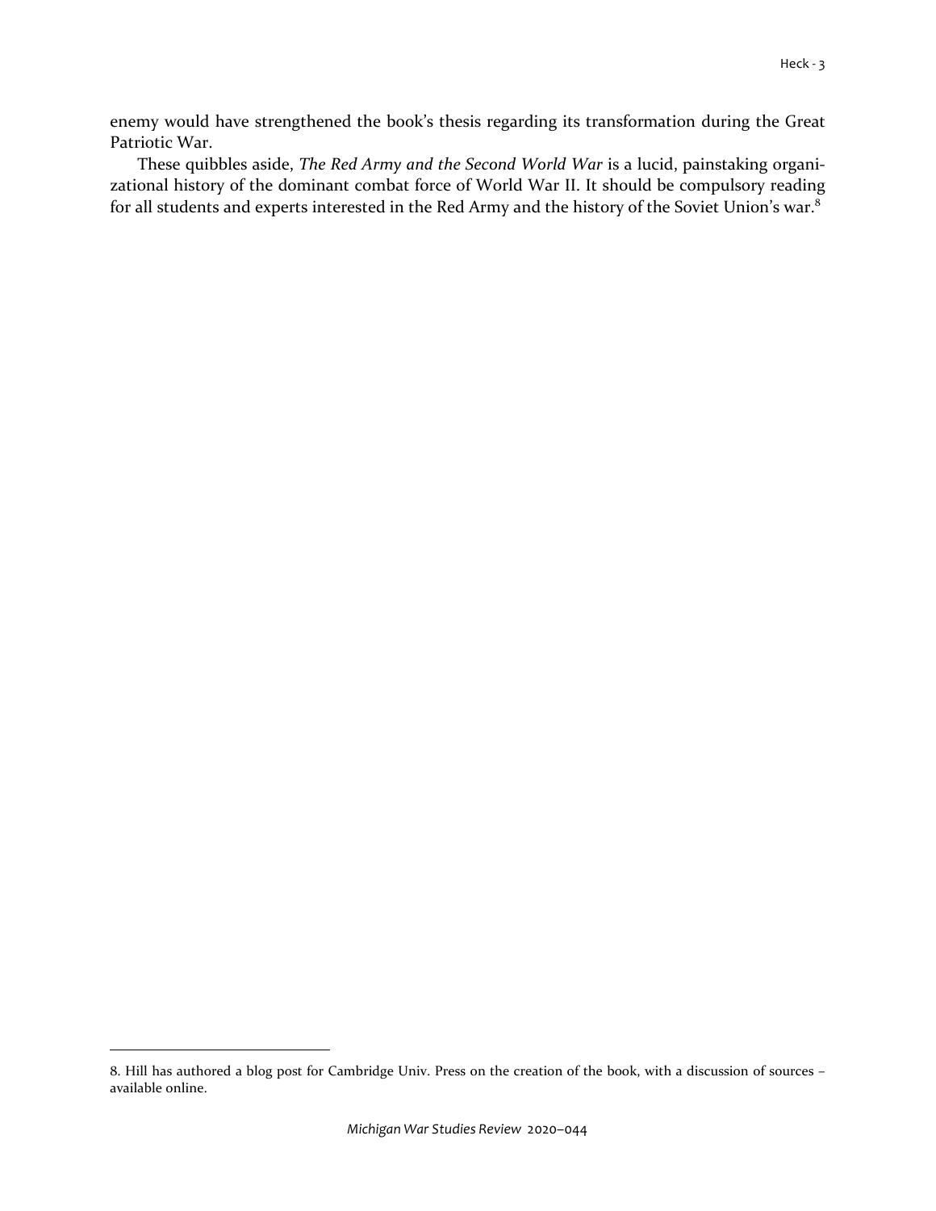enemy would have strengthened the book's thesis regarding its transformation during the Great Patriotic War.

These quibbles aside, *The Red Army and the Second World War* is a lucid, painstaking organizational history of the dominant combat force of World War II. It should be compulsory reading for all students and experts interested in the Red Army and the history of the Soviet Union's war.[8]

---

8. Hill has authored a blog post for Cambridge Univ. Press on the creation of the book, with a discussion of sources – available online.